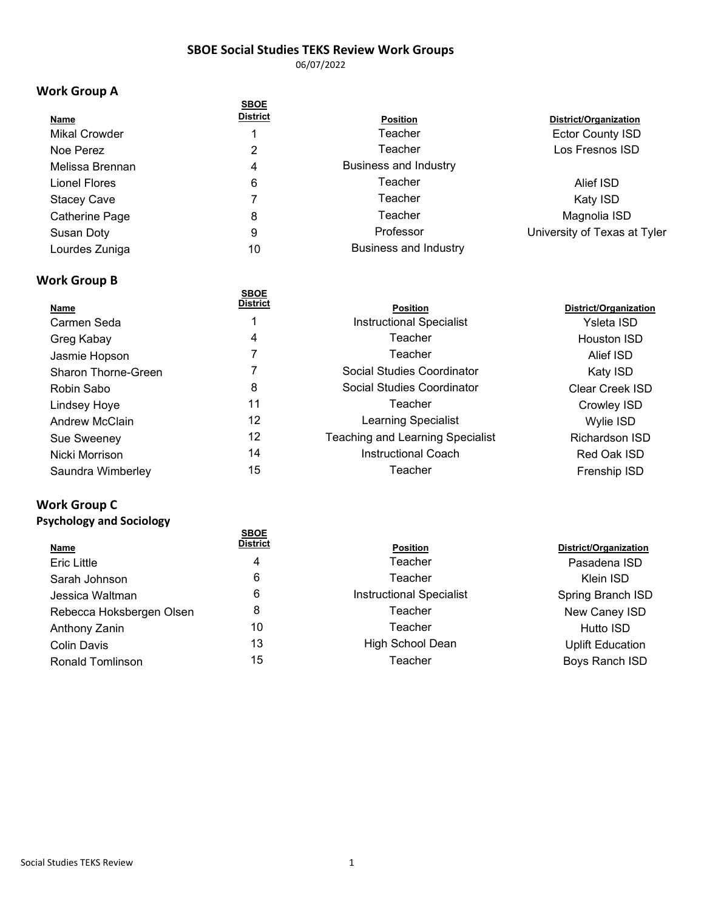# SBOE Social Studies TEKS Review Work Groups

06/07/2022

## Work Group A

| Name | SBOE District | Position | District/Organization |
|---|---|---|---|
| Mikal Crowder | 1 | Teacher | Ector County ISD |
| Noe Perez | 2 | Teacher | Los Fresnos ISD |
| Melissa Brennan | 4 | Business and Industry | |
| Lionel Flores | 6 | Teacher | Alief ISD |
| Stacey Cave | 7 | Teacher | Katy ISD |
| Catherine Page | 8 | Teacher | Magnolia ISD |
| Susan Doty | 9 | Professor | University of Texas at Tyler |
| Lourdes Zuniga | 10 | Business and Industry | |

## Work Group B

| Name | SBOE District | Position | District/Organization |
|---|---|---|---|
| Carmen Seda | 1 | Instructional Specialist | Ysleta ISD |
| Greg Kabay | 4 | Teacher | Houston ISD |
| Jasmie Hopson | 7 | Teacher | Alief ISD |
| Sharon Thorne-Green | 7 | Social Studies Coordinator | Katy ISD |
| Robin Sabo | 8 | Social Studies Coordinator | Clear Creek ISD |
| Lindsey Hoye | 11 | Teacher | Crowley ISD |
| Andrew McClain | 12 | Learning Specialist | Wylie ISD |
| Sue Sweeney | 12 | Teaching and Learning Specialist | Richardson ISD |
| Nicki Morrison | 14 | Instructional Coach | Red Oak ISD |
| Saundra Wimberley | 15 | Teacher | Frenship ISD |

## Work Group C

### Psychology and Sociology

| Name | SBOE District | Position | District/Organization |
|---|---|---|---|
| Eric Little | 4 | Teacher | Pasadena ISD |
| Sarah Johnson | 6 | Teacher | Klein ISD |
| Jessica Waltman | 6 | Instructional Specialist | Spring Branch ISD |
| Rebecca Hoksbergen Olsen | 8 | Teacher | New Caney ISD |
| Anthony Zanin | 10 | Teacher | Hutto ISD |
| Colin Davis | 13 | High School Dean | Uplift Education |
| Ronald Tomlinson | 15 | Teacher | Boys Ranch ISD |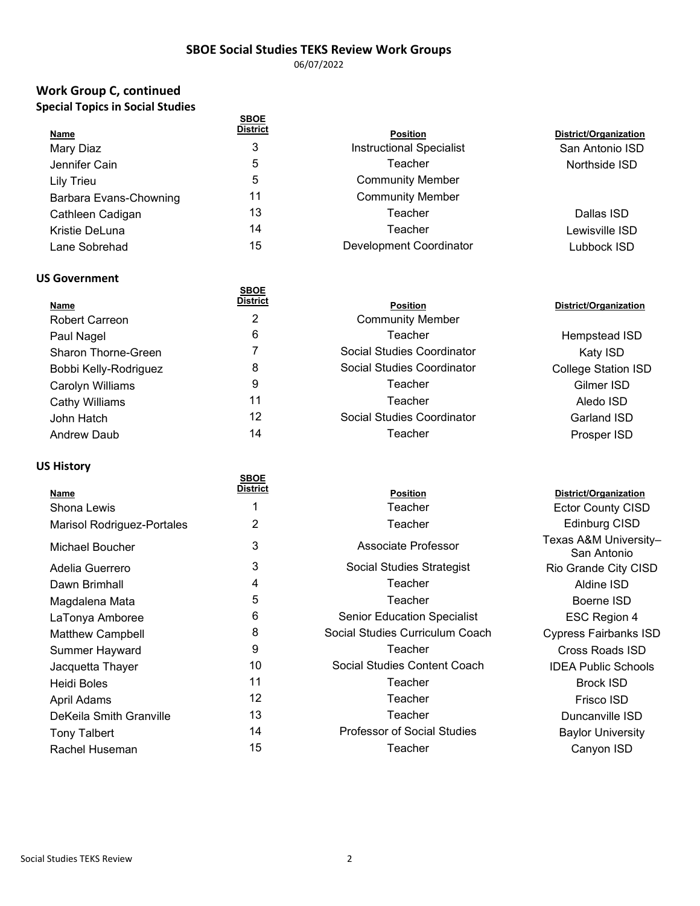# SBOE Social Studies TEKS Review Work Groups

06/07/2022

## Work Group C, continued

### Special Topics in Social Studies

| Name | SBOE District | Position | District/Organization |
|---|---|---|---|
| Mary Diaz | 3 | Instructional Specialist | San Antonio ISD |
| Jennifer Cain | 5 | Teacher | Northside ISD |
| Lily Trieu | 5 | Community Member | |
| Barbara Evans-Chowning | 11 | Community Member | |
| Cathleen Cadigan | 13 | Teacher | Dallas ISD |
| Kristie DeLuna | 14 | Teacher | Lewisville ISD |
| Lane Sobrehad | 15 | Development Coordinator | Lubbock ISD |

### US Government

| Name | SBOE District | Position | District/Organization |
|---|---|---|---|
| Robert Carreon | 2 | Community Member | |
| Paul Nagel | 6 | Teacher | Hempstead ISD |
| Sharon Thorne-Green | 7 | Social Studies Coordinator | Katy ISD |
| Bobbi Kelly-Rodriguez | 8 | Social Studies Coordinator | College Station ISD |
| Carolyn Williams | 9 | Teacher | Gilmer ISD |
| Cathy Williams | 11 | Teacher | Aledo ISD |
| John Hatch | 12 | Social Studies Coordinator | Garland ISD |
| Andrew Daub | 14 | Teacher | Prosper ISD |

### US History

| Name | SBOE District | Position | District/Organization |
|---|---|---|---|
| Shona Lewis | 1 | Teacher | Ector County CISD |
| Marisol Rodriguez-Portales | 2 | Teacher | Edinburg CISD |
| Michael Boucher | 3 | Associate Professor | Texas A&M University–San Antonio |
| Adelia Guerrero | 3 | Social Studies Strategist | Rio Grande City CISD |
| Dawn Brimhall | 4 | Teacher | Aldine ISD |
| Magdalena Mata | 5 | Teacher | Boerne ISD |
| LaTonya Amboree | 6 | Senior Education Specialist | ESC Region 4 |
| Matthew Campbell | 8 | Social Studies Curriculum Coach | Cypress Fairbanks ISD |
| Summer Hayward | 9 | Teacher | Cross Roads ISD |
| Jacquetta Thayer | 10 | Social Studies Content Coach | IDEA Public Schools |
| Heidi Boles | 11 | Teacher | Brock ISD |
| April Adams | 12 | Teacher | Frisco ISD |
| DeKeila Smith Granville | 13 | Teacher | Duncanville ISD |
| Tony Talbert | 14 | Professor of Social Studies | Baylor University |
| Rachel Huseman | 15 | Teacher | Canyon ISD |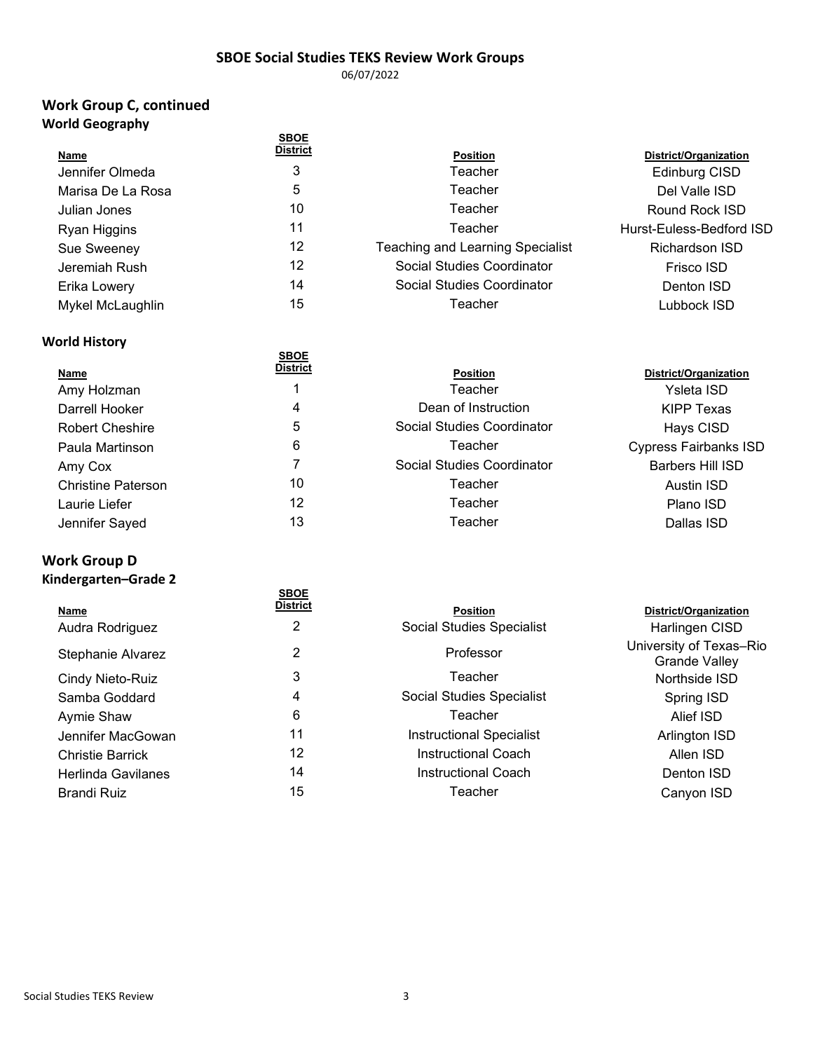## SBOE Social Studies TEKS Review Work Groups

06/07/2022

## Work Group C, continued

### World Geography

| Name | SBOE District | Position | District/Organization |
|---|---|---|---|
| Jennifer Olmeda | 3 | Teacher | Edinburg CISD |
| Marisa De La Rosa | 5 | Teacher | Del Valle ISD |
| Julian Jones | 10 | Teacher | Round Rock ISD |
| Ryan Higgins | 11 | Teacher | Hurst-Euless-Bedford ISD |
| Sue Sweeney | 12 | Teaching and Learning Specialist | Richardson ISD |
| Jeremiah Rush | 12 | Social Studies Coordinator | Frisco ISD |
| Erika Lowery | 14 | Social Studies Coordinator | Denton ISD |
| Mykel McLaughlin | 15 | Teacher | Lubbock ISD |

### World History

| Name | SBOE District | Position | District/Organization |
|---|---|---|---|
| Amy Holzman | 1 | Teacher | Ysleta ISD |
| Darrell Hooker | 4 | Dean of Instruction | KIPP Texas |
| Robert Cheshire | 5 | Social Studies Coordinator | Hays CISD |
| Paula Martinson | 6 | Teacher | Cypress Fairbanks ISD |
| Amy Cox | 7 | Social Studies Coordinator | Barbers Hill ISD |
| Christine Paterson | 10 | Teacher | Austin ISD |
| Laurie Liefer | 12 | Teacher | Plano ISD |
| Jennifer Sayed | 13 | Teacher | Dallas ISD |

## Work Group D

### Kindergarten–Grade 2

| Name | SBOE District | Position | District/Organization |
|---|---|---|---|
| Audra Rodriguez | 2 | Social Studies Specialist | Harlingen CISD |
| Stephanie Alvarez | 2 | Professor | University of Texas–Rio Grande Valley |
| Cindy Nieto-Ruiz | 3 | Teacher | Northside ISD |
| Samba Goddard | 4 | Social Studies Specialist | Spring ISD |
| Aymie Shaw | 6 | Teacher | Alief ISD |
| Jennifer MacGowan | 11 | Instructional Specialist | Arlington ISD |
| Christie Barrick | 12 | Instructional Coach | Allen ISD |
| Herlinda Gavilanes | 14 | Instructional Coach | Denton ISD |
| Brandi Ruiz | 15 | Teacher | Canyon ISD |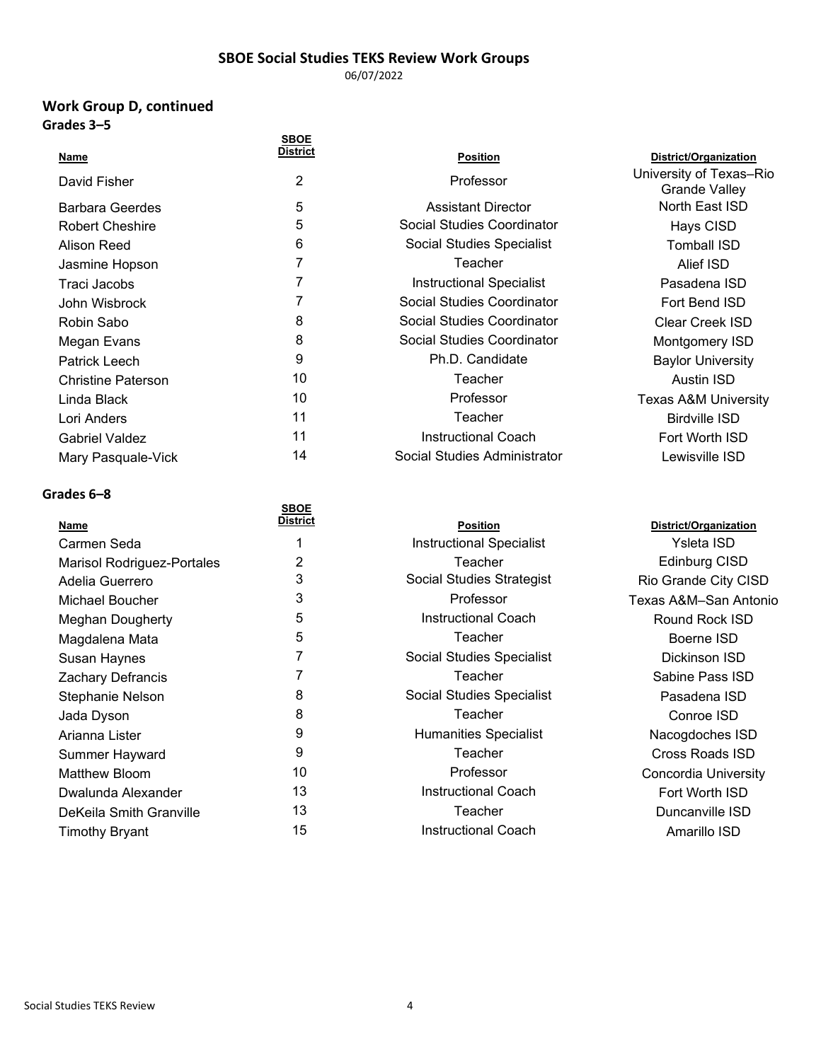# SBOE Social Studies TEKS Review Work Groups

06/07/2022

## Work Group D, continued

### Grades 3–5

| Name | SBOE District | Position | District/Organization |
|---|---|---|---|
| David Fisher | 2 | Professor | University of Texas–Rio Grande Valley |
| Barbara Geerdes | 5 | Assistant Director | North East ISD |
| Robert Cheshire | 5 | Social Studies Coordinator | Hays CISD |
| Alison Reed | 6 | Social Studies Specialist | Tomball ISD |
| Jasmine Hopson | 7 | Teacher | Alief ISD |
| Traci Jacobs | 7 | Instructional Specialist | Pasadena ISD |
| John Wisbrock | 7 | Social Studies Coordinator | Fort Bend ISD |
| Robin Sabo | 8 | Social Studies Coordinator | Clear Creek ISD |
| Megan Evans | 8 | Social Studies Coordinator | Montgomery ISD |
| Patrick Leech | 9 | Ph.D. Candidate | Baylor University |
| Christine Paterson | 10 | Teacher | Austin ISD |
| Linda Black | 10 | Professor | Texas A&M University |
| Lori Anders | 11 | Teacher | Birdville ISD |
| Gabriel Valdez | 11 | Instructional Coach | Fort Worth ISD |
| Mary Pasquale-Vick | 14 | Social Studies Administrator | Lewisville ISD |

### Grades 6–8

| Name | SBOE District | Position | District/Organization |
|---|---|---|---|
| Carmen Seda | 1 | Instructional Specialist | Ysleta ISD |
| Marisol Rodriguez-Portales | 2 | Teacher | Edinburg CISD |
| Adelia Guerrero | 3 | Social Studies Strategist | Rio Grande City CISD |
| Michael Boucher | 3 | Professor | Texas A&M–San Antonio |
| Meghan Dougherty | 5 | Instructional Coach | Round Rock ISD |
| Magdalena Mata | 5 | Teacher | Boerne ISD |
| Susan Haynes | 7 | Social Studies Specialist | Dickinson ISD |
| Zachary Defrancis | 7 | Teacher | Sabine Pass ISD |
| Stephanie Nelson | 8 | Social Studies Specialist | Pasadena ISD |
| Jada Dyson | 8 | Teacher | Conroe ISD |
| Arianna Lister | 9 | Humanities Specialist | Nacogdoches ISD |
| Summer Hayward | 9 | Teacher | Cross Roads ISD |
| Matthew Bloom | 10 | Professor | Concordia University |
| Dwalunda Alexander | 13 | Instructional Coach | Fort Worth ISD |
| DeKeila Smith Granville | 13 | Teacher | Duncanville ISD |
| Timothy Bryant | 15 | Instructional Coach | Amarillo ISD |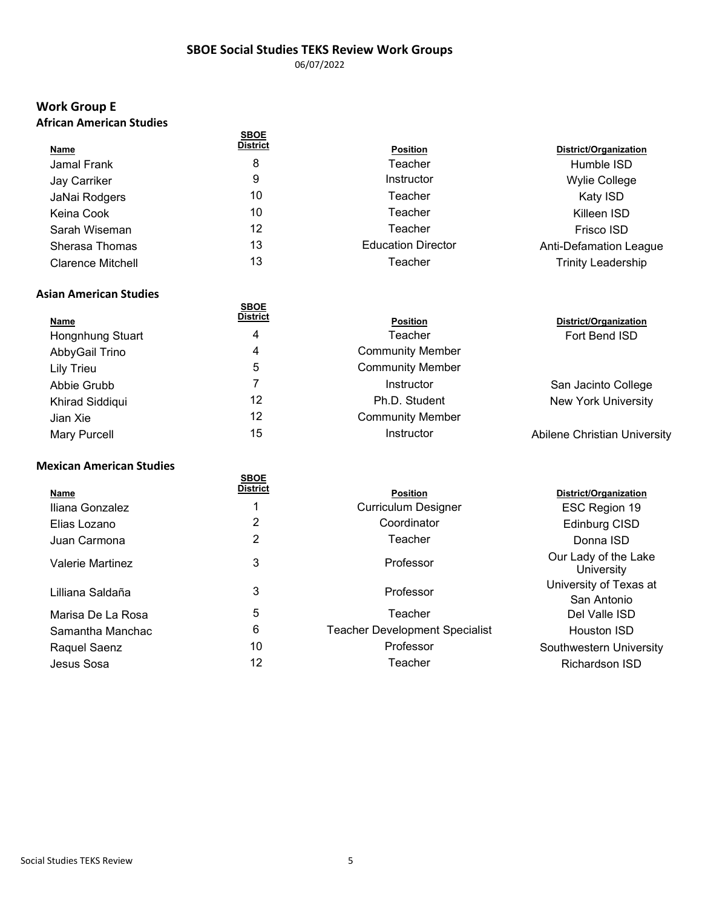# SBOE Social Studies TEKS Review Work Groups

06/07/2022

## Work Group E

### African American Studies

| Name | SBOE District | Position | District/Organization |
|---|---|---|---|
| Jamal Frank | 8 | Teacher | Humble ISD |
| Jay Carriker | 9 | Instructor | Wylie College |
| JaNai Rodgers | 10 | Teacher | Katy ISD |
| Keina Cook | 10 | Teacher | Killeen ISD |
| Sarah Wiseman | 12 | Teacher | Frisco ISD |
| Sherasa Thomas | 13 | Education Director | Anti-Defamation League |
| Clarence Mitchell | 13 | Teacher | Trinity Leadership |

### Asian American Studies

| Name | SBOE District | Position | District/Organization |
|---|---|---|---|
| Hongnhung Stuart | 4 | Teacher | Fort Bend ISD |
| AbbyGail Trino | 4 | Community Member | |
| Lily Trieu | 5 | Community Member | |
| Abbie Grubb | 7 | Instructor | San Jacinto College |
| Khirad Siddiqui | 12 | Ph.D. Student | New York University |
| Jian Xie | 12 | Community Member | |
| Mary Purcell | 15 | Instructor | Abilene Christian University |

### Mexican American Studies

| Name | SBOE District | Position | District/Organization |
|---|---|---|---|
| Iliana Gonzalez | 1 | Curriculum Designer | ESC Region 19 |
| Elias Lozano | 2 | Coordinator | Edinburg CISD |
| Juan Carmona | 2 | Teacher | Donna ISD |
| Valerie Martinez | 3 | Professor | Our Lady of the Lake University |
| Lilliana Saldaña | 3 | Professor | University of Texas at San Antonio |
| Marisa De La Rosa | 5 | Teacher | Del Valle ISD |
| Samantha Manchac | 6 | Teacher Development Specialist | Houston ISD |
| Raquel Saenz | 10 | Professor | Southwestern University |
| Jesus Sosa | 12 | Teacher | Richardson ISD |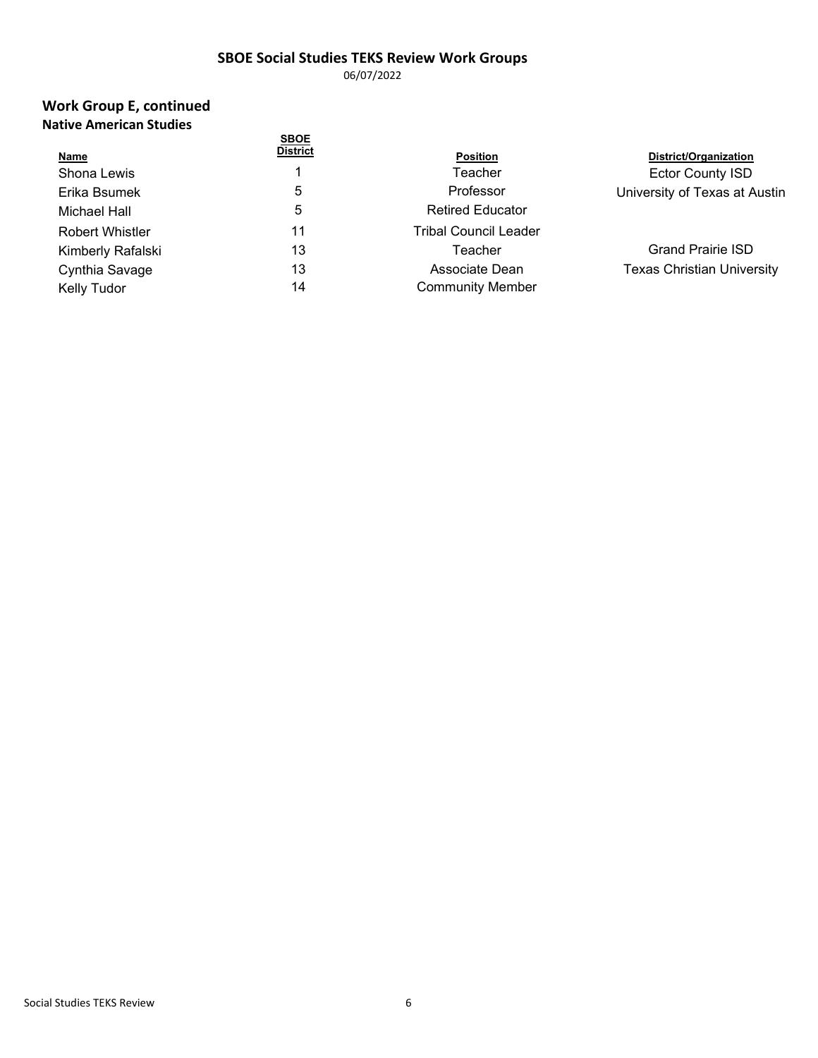# SBOE Social Studies TEKS Review Work Groups

06/07/2022

## Work Group E, continued

### Native American Studies

| Name | SBOE District | Position | District/Organization |
|---|---|---|---|
| Shona Lewis | 1 | Teacher | Ector County ISD |
| Erika Bsumek | 5 | Professor | University of Texas at Austin |
| Michael Hall | 5 | Retired Educator | |
| Robert Whistler | 11 | Tribal Council Leader | |
| Kimberly Rafalski | 13 | Teacher | Grand Prairie ISD |
| Cynthia Savage | 13 | Associate Dean | Texas Christian University |
| Kelly Tudor | 14 | Community Member | |